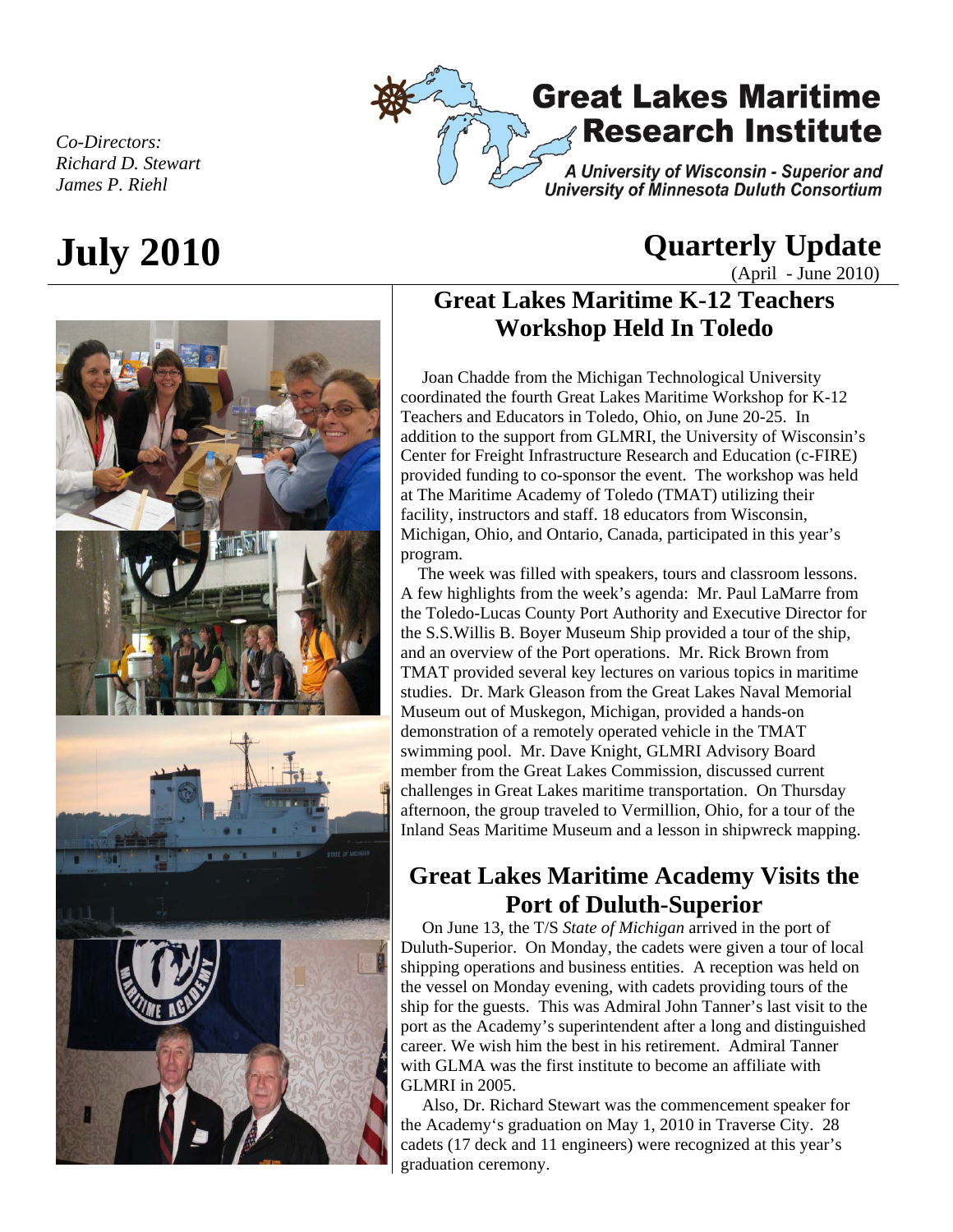*Co-Directors:*
*Richard D. Stewart*
*James P. Riehl*

# Great Lakes Maritime Research Institute

*A University of Wisconsin - Superior and University of Minnesota Duluth Consortium*

# July 2010

# Quarterly Update

(April - June 2010)

## Great Lakes Maritime K-12 Teachers Workshop Held In Toledo

Joan Chadde from the Michigan Technological University coordinated the fourth Great Lakes Maritime Workshop for K-12 Teachers and Educators in Toledo, Ohio, on June 20-25. In addition to the support from GLMRI, the University of Wisconsin's Center for Freight Infrastructure Research and Education (c-FIRE) provided funding to co-sponsor the event. The workshop was held at The Maritime Academy of Toledo (TMAT) utilizing their facility, instructors and staff. 18 educators from Wisconsin, Michigan, Ohio, and Ontario, Canada, participated in this year's program.

The week was filled with speakers, tours and classroom lessons. A few highlights from the week's agenda: Mr. Paul LaMarre from the Toledo-Lucas County Port Authority and Executive Director for the S.S.Willis B. Boyer Museum Ship provided a tour of the ship, and an overview of the Port operations. Mr. Rick Brown from TMAT provided several key lectures on various topics in maritime studies. Dr. Mark Gleason from the Great Lakes Naval Memorial Museum out of Muskegon, Michigan, provided a hands-on demonstration of a remotely operated vehicle in the TMAT swimming pool. Mr. Dave Knight, GLMRI Advisory Board member from the Great Lakes Commission, discussed current challenges in Great Lakes maritime transportation. On Thursday afternoon, the group traveled to Vermillion, Ohio, for a tour of the Inland Seas Maritime Museum and a lesson in shipwreck mapping.

## Great Lakes Maritime Academy Visits the Port of Duluth-Superior

On June 13, the T/S *State of Michigan* arrived in the port of Duluth-Superior. On Monday, the cadets were given a tour of local shipping operations and business entities. A reception was held on the vessel on Monday evening, with cadets providing tours of the ship for the guests. This was Admiral John Tanner's last visit to the port as the Academy's superintendent after a long and distinguished career. We wish him the best in his retirement. Admiral Tanner with GLMA was the first institute to become an affiliate with GLMRI in 2005.

Also, Dr. Richard Stewart was the commencement speaker for the Academy's graduation on May 1, 2010 in Traverse City. 28 cadets (17 deck and 11 engineers) were recognized at this year's graduation ceremony.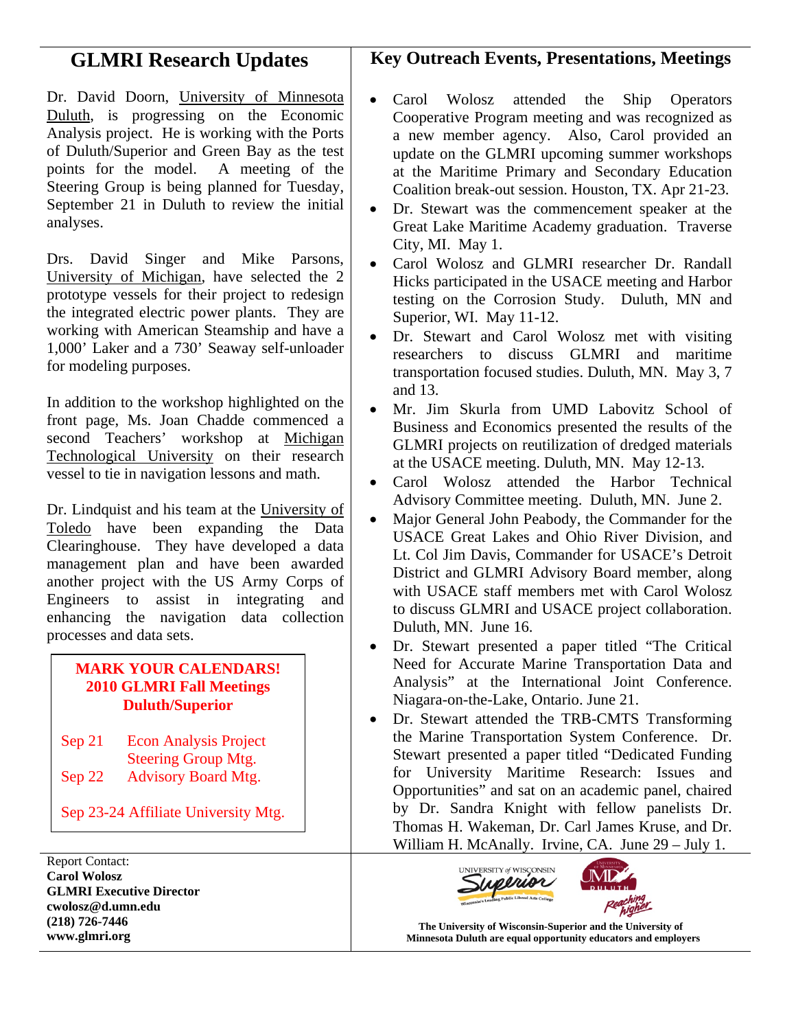## GLMRI Research Updates

Dr. David Doorn, University of Minnesota Duluth, is progressing on the Economic Analysis project. He is working with the Ports of Duluth/Superior and Green Bay as the test points for the model. A meeting of the Steering Group is being planned for Tuesday, September 21 in Duluth to review the initial analyses.

Drs. David Singer and Mike Parsons, University of Michigan, have selected the 2 prototype vessels for their project to redesign the integrated electric power plants. They are working with American Steamship and have a 1,000' Laker and a 730' Seaway self-unloader for modeling purposes.

In addition to the workshop highlighted on the front page, Ms. Joan Chadde commenced a second Teachers' workshop at Michigan Technological University on their research vessel to tie in navigation lessons and math.

Dr. Lindquist and his team at the University of Toledo have been expanding the Data Clearinghouse. They have developed a data management plan and have been awarded another project with the US Army Corps of Engineers to assist in integrating and enhancing the navigation data collection processes and data sets.

**MARK YOUR CALENDARS!**
**2010 GLMRI Fall Meetings**
**Duluth/Superior**

Sep 21 Econ Analysis Project Steering Group Mtg.
Sep 22 Advisory Board Mtg.

Sep 23-24 Affiliate University Mtg.

## Key Outreach Events, Presentations, Meetings

- Carol Wolosz attended the Ship Operators Cooperative Program meeting and was recognized as a new member agency. Also, Carol provided an update on the GLMRI upcoming summer workshops at the Maritime Primary and Secondary Education Coalition break-out session. Houston, TX. Apr 21-23.
- Dr. Stewart was the commencement speaker at the Great Lake Maritime Academy graduation. Traverse City, MI. May 1.
- Carol Wolosz and GLMRI researcher Dr. Randall Hicks participated in the USACE meeting and Harbor testing on the Corrosion Study. Duluth, MN and Superior, WI. May 11-12.
- Dr. Stewart and Carol Wolosz met with visiting researchers to discuss GLMRI and maritime transportation focused studies. Duluth, MN. May 3, 7 and 13.
- Mr. Jim Skurla from UMD Labovitz School of Business and Economics presented the results of the GLMRI projects on reutilization of dredged materials at the USACE meeting. Duluth, MN. May 12-13.
- Carol Wolosz attended the Harbor Technical Advisory Committee meeting. Duluth, MN. June 2.
- Major General John Peabody, the Commander for the USACE Great Lakes and Ohio River Division, and Lt. Col Jim Davis, Commander for USACE's Detroit District and GLMRI Advisory Board member, along with USACE staff members met with Carol Wolosz to discuss GLMRI and USACE project collaboration. Duluth, MN. June 16.
- Dr. Stewart presented a paper titled "The Critical Need for Accurate Marine Transportation Data and Analysis" at the International Joint Conference. Niagara-on-the-Lake, Ontario. June 21.
- Dr. Stewart attended the TRB-CMTS Transforming the Marine Transportation System Conference. Dr. Stewart presented a paper titled "Dedicated Funding for University Maritime Research: Issues and Opportunities" and sat on an academic panel, chaired by Dr. Sandra Knight with fellow panelists Dr. Thomas H. Wakeman, Dr. Carl James Kruse, and Dr. William H. McAnally. Irvine, CA. June 29 – July 1.

Report Contact:
**Carol Wolosz**
**GLMRI Executive Director**
**cwolosz@d.umn.edu**
**(218) 726-7446**
**www.glmri.org**

**The University of Wisconsin-Superior and the University of Minnesota Duluth are equal opportunity educators and employers**